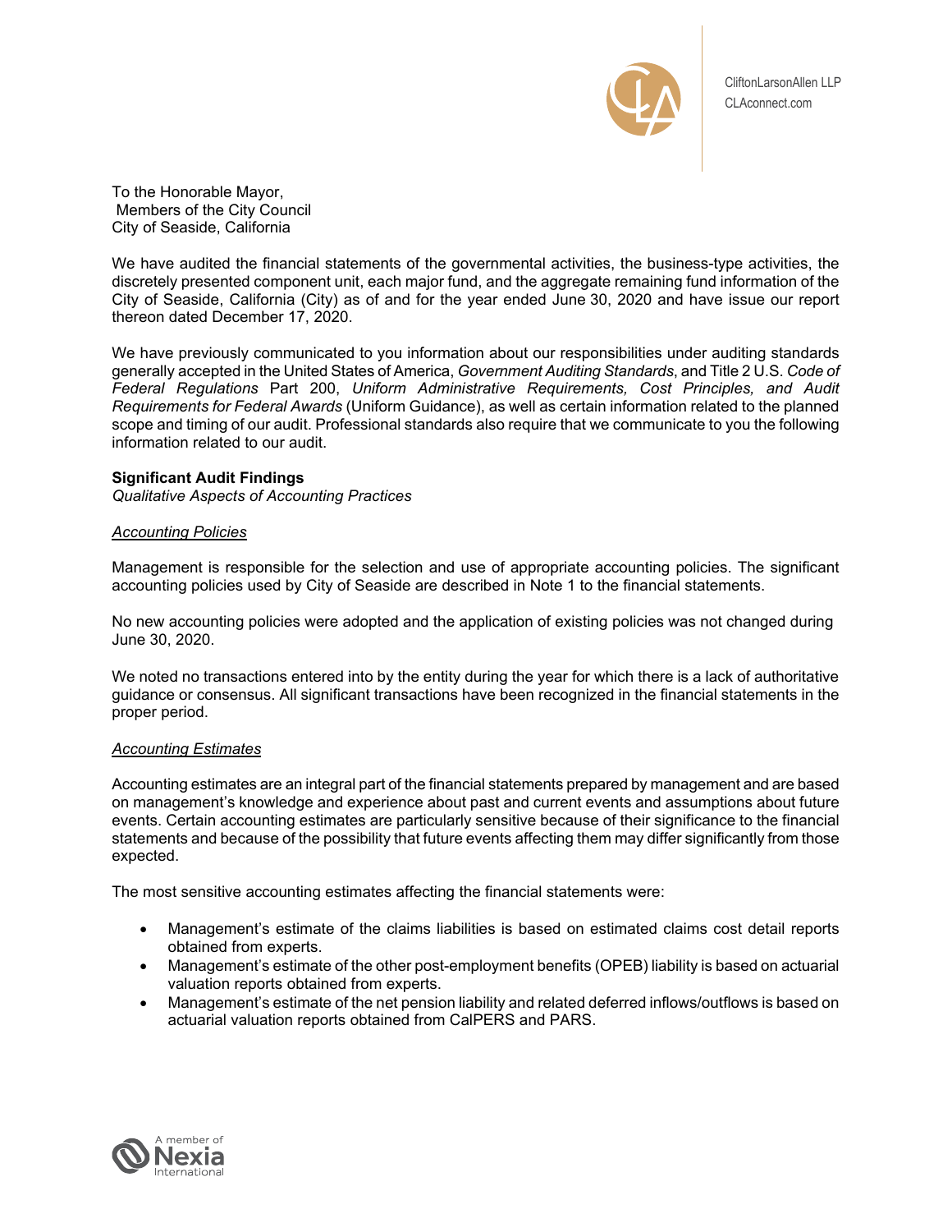CliftonLarsonAllen LLP
CLAconnect.com

To the Honorable Mayor,
Members of the City Council
City of Seaside, California

We have audited the financial statements of the governmental activities, the business-type activities, the discretely presented component unit, each major fund, and the aggregate remaining fund information of the City of Seaside, California (City) as of and for the year ended June 30, 2020 and have issue our report thereon dated December 17, 2020.

We have previously communicated to you information about our responsibilities under auditing standards generally accepted in the United States of America, *Government Auditing Standards*, and Title 2 U.S. *Code of Federal Regulations* Part 200, *Uniform Administrative Requirements, Cost Principles, and Audit Requirements for Federal Awards* (Uniform Guidance), as well as certain information related to the planned scope and timing of our audit. Professional standards also require that we communicate to you the following information related to our audit.

**Significant Audit Findings**

*Qualitative Aspects of Accounting Practices*

*Accounting Policies*

Management is responsible for the selection and use of appropriate accounting policies. The significant accounting policies used by City of Seaside are described in Note 1 to the financial statements.

No new accounting policies were adopted and the application of existing policies was not changed during June 30, 2020.

We noted no transactions entered into by the entity during the year for which there is a lack of authoritative guidance or consensus. All significant transactions have been recognized in the financial statements in the proper period.

*Accounting Estimates*

Accounting estimates are an integral part of the financial statements prepared by management and are based on management's knowledge and experience about past and current events and assumptions about future events. Certain accounting estimates are particularly sensitive because of their significance to the financial statements and because of the possibility that future events affecting them may differ significantly from those expected.

The most sensitive accounting estimates affecting the financial statements were:

- Management's estimate of the claims liabilities is based on estimated claims cost detail reports obtained from experts.
- Management's estimate of the other post-employment benefits (OPEB) liability is based on actuarial valuation reports obtained from experts.
- Management's estimate of the net pension liability and related deferred inflows/outflows is based on actuarial valuation reports obtained from CalPERS and PARS.

A member of Nexia International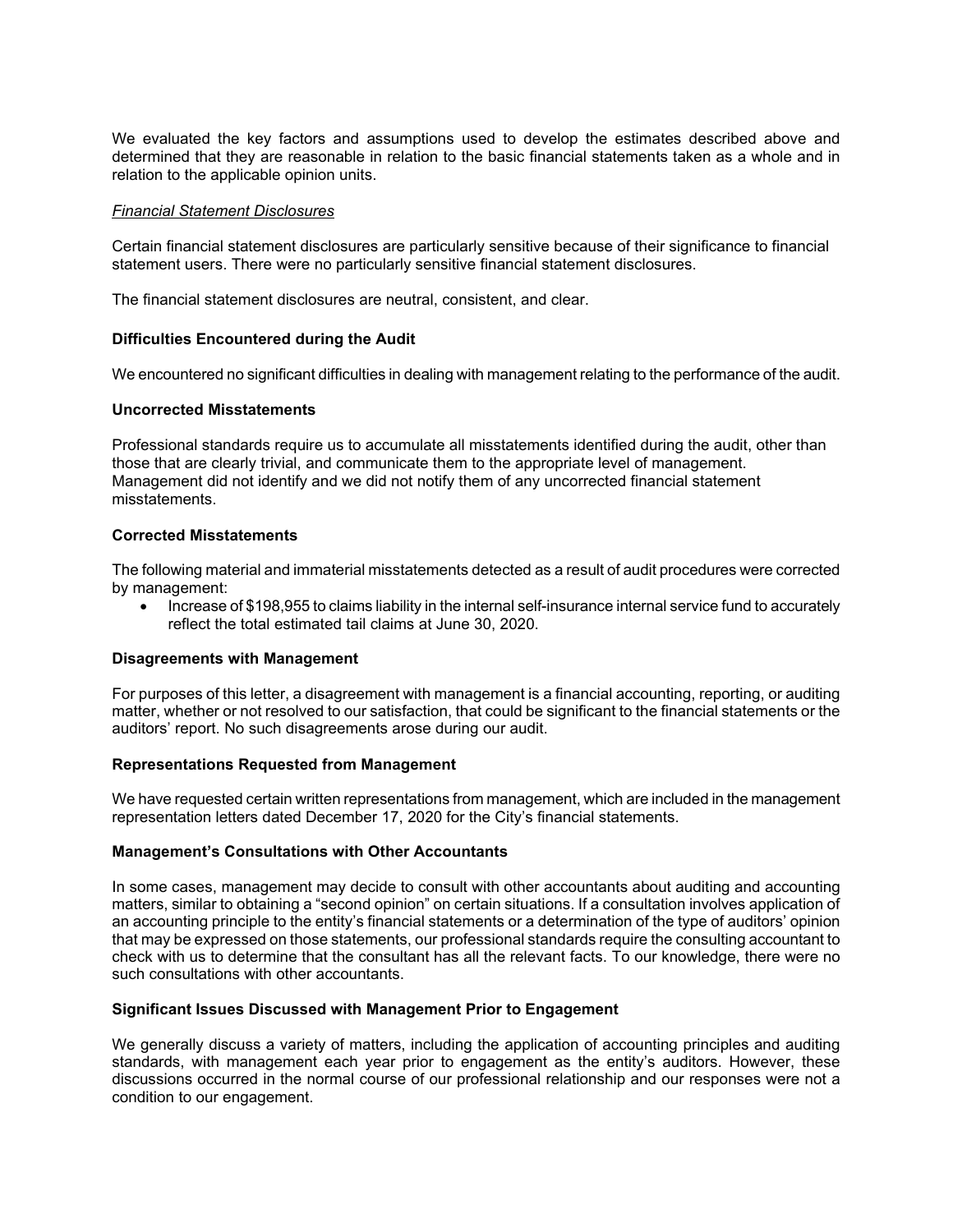We evaluated the key factors and assumptions used to develop the estimates described above and determined that they are reasonable in relation to the basic financial statements taken as a whole and in relation to the applicable opinion units.

*Financial Statement Disclosures*

Certain financial statement disclosures are particularly sensitive because of their significance to financial statement users. There were no particularly sensitive financial statement disclosures.

The financial statement disclosures are neutral, consistent, and clear.

**Difficulties Encountered during the Audit**

We encountered no significant difficulties in dealing with management relating to the performance of the audit.

**Uncorrected Misstatements**

Professional standards require us to accumulate all misstatements identified during the audit, other than those that are clearly trivial, and communicate them to the appropriate level of management. Management did not identify and we did not notify them of any uncorrected financial statement misstatements.

**Corrected Misstatements**

The following material and immaterial misstatements detected as a result of audit procedures were corrected by management:

- Increase of $198,955 to claims liability in the internal self-insurance internal service fund to accurately reflect the total estimated tail claims at June 30, 2020.

**Disagreements with Management**

For purposes of this letter, a disagreement with management is a financial accounting, reporting, or auditing matter, whether or not resolved to our satisfaction, that could be significant to the financial statements or the auditors' report. No such disagreements arose during our audit.

**Representations Requested from Management**

We have requested certain written representations from management, which are included in the management representation letters dated December 17, 2020 for the City's financial statements.

**Management's Consultations with Other Accountants**

In some cases, management may decide to consult with other accountants about auditing and accounting matters, similar to obtaining a "second opinion" on certain situations. If a consultation involves application of an accounting principle to the entity's financial statements or a determination of the type of auditors' opinion that may be expressed on those statements, our professional standards require the consulting accountant to check with us to determine that the consultant has all the relevant facts. To our knowledge, there were no such consultations with other accountants.

**Significant Issues Discussed with Management Prior to Engagement**

We generally discuss a variety of matters, including the application of accounting principles and auditing standards, with management each year prior to engagement as the entity's auditors. However, these discussions occurred in the normal course of our professional relationship and our responses were not a condition to our engagement.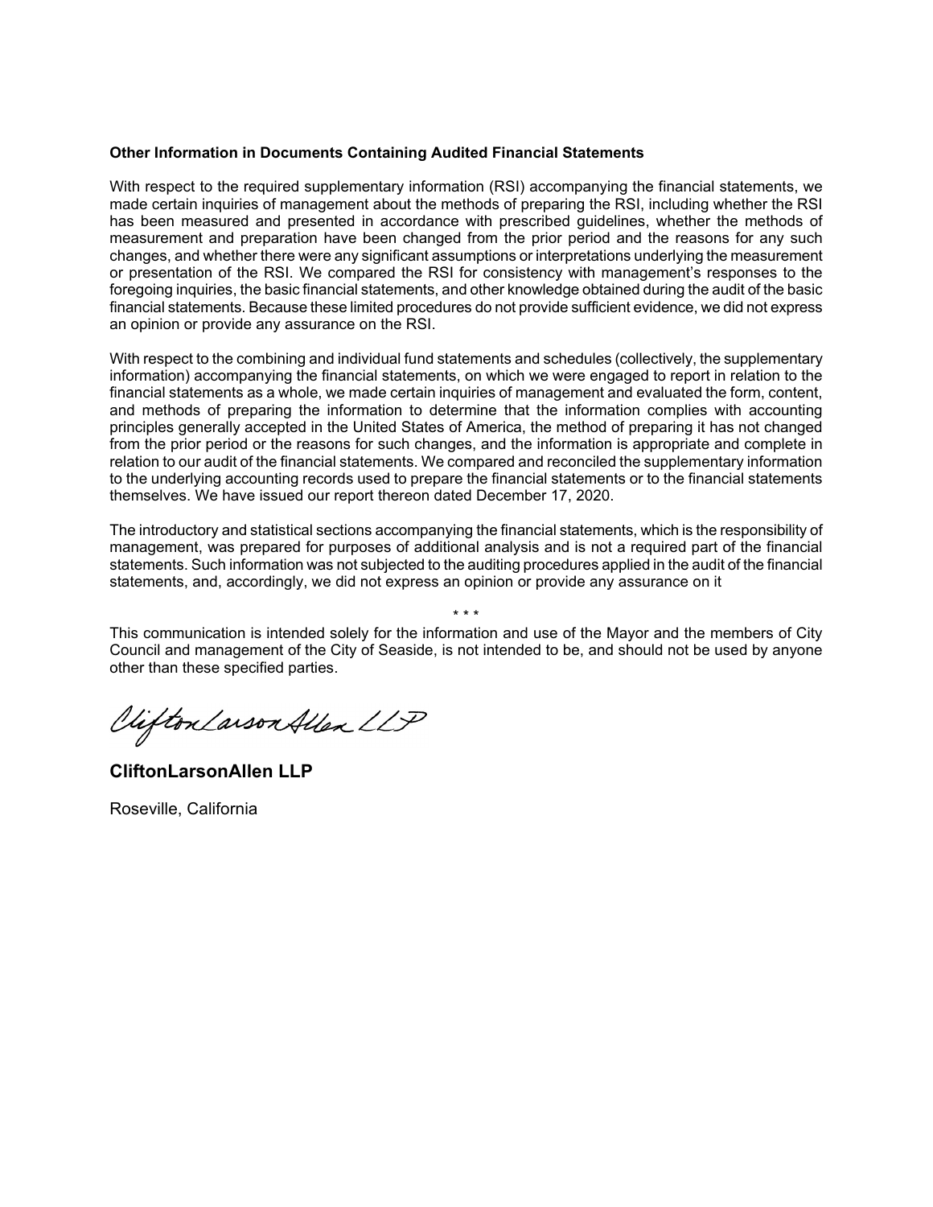**Other Information in Documents Containing Audited Financial Statements**

With respect to the required supplementary information (RSI) accompanying the financial statements, we made certain inquiries of management about the methods of preparing the RSI, including whether the RSI has been measured and presented in accordance with prescribed guidelines, whether the methods of measurement and preparation have been changed from the prior period and the reasons for any such changes, and whether there were any significant assumptions or interpretations underlying the measurement or presentation of the RSI. We compared the RSI for consistency with management's responses to the foregoing inquiries, the basic financial statements, and other knowledge obtained during the audit of the basic financial statements. Because these limited procedures do not provide sufficient evidence, we did not express an opinion or provide any assurance on the RSI.

With respect to the combining and individual fund statements and schedules (collectively, the supplementary information) accompanying the financial statements, on which we were engaged to report in relation to the financial statements as a whole, we made certain inquiries of management and evaluated the form, content, and methods of preparing the information to determine that the information complies with accounting principles generally accepted in the United States of America, the method of preparing it has not changed from the prior period or the reasons for such changes, and the information is appropriate and complete in relation to our audit of the financial statements. We compared and reconciled the supplementary information to the underlying accounting records used to prepare the financial statements or to the financial statements themselves. We have issued our report thereon dated December 17, 2020.

The introductory and statistical sections accompanying the financial statements, which is the responsibility of management, was prepared for purposes of additional analysis and is not a required part of the financial statements. Such information was not subjected to the auditing procedures applied in the audit of the financial statements, and, accordingly, we did not express an opinion or provide any assurance on it

\* \* \*

This communication is intended solely for the information and use of the Mayor and the members of City Council and management of the City of Seaside, is not intended to be, and should not be used by anyone other than these specified parties.

CliftonLarsonAllen LLP

**CliftonLarsonAllen LLP**

Roseville, California